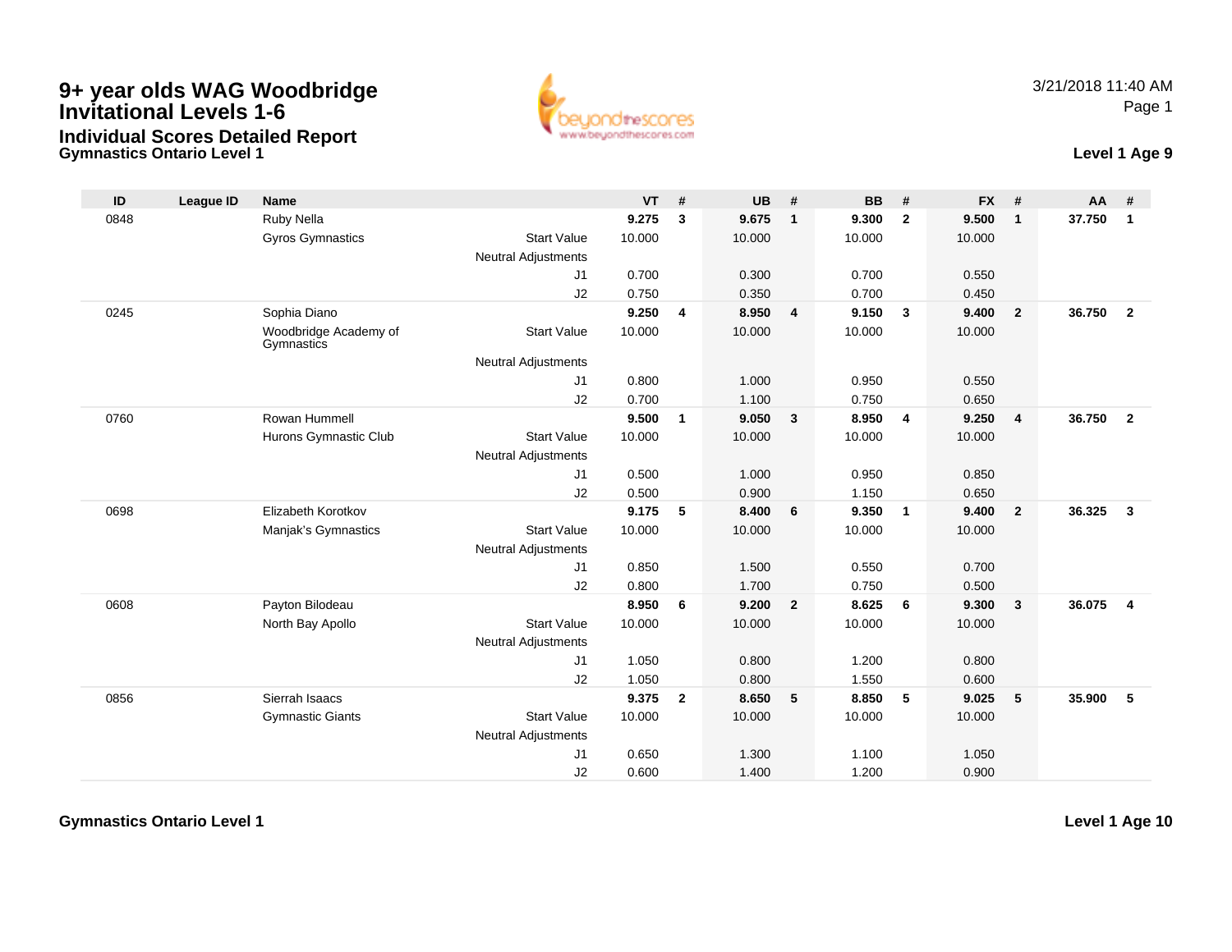# 9+ year olds WAG Woodbridge Invitational Levels 1-6

## Individual Scores Detailed Report

**Gymnastics Ontario Level 1**

3/21/2018 11:40 AM

**Level 1 Age 9**

| ID | League ID | Name | | VT | # | UB | # | BB | # | FX | # | AA | # |
|---|---|---|---|---|---|---|---|---|---|---|---|---|---|
| 0848 | | Ruby Nella | | **9.275** | **3** | **9.675** | **1** | **9.300** | **2** | **9.500** | **1** | **37.750** | **1** |
| | | Gyros Gymnastics | Start Value | 10.000 | | 10.000 | | 10.000 | | 10.000 | | | |
| | | | Neutral Adjustments | | | | | | | | | | |
| | | | J1 | 0.700 | | 0.300 | | 0.700 | | 0.550 | | | |
| | | | J2 | 0.750 | | 0.350 | | 0.700 | | 0.450 | | | |
| 0245 | | Sophia Diano | | **9.250** | **4** | **8.950** | **4** | **9.150** | **3** | **9.400** | **2** | **36.750** | **2** |
| | | Woodbridge Academy of Gymnastics | Start Value | 10.000 | | 10.000 | | 10.000 | | 10.000 | | | |
| | | | Neutral Adjustments | | | | | | | | | | |
| | | | J1 | 0.800 | | 1.000 | | 0.950 | | 0.550 | | | |
| | | | J2 | 0.700 | | 1.100 | | 0.750 | | 0.650 | | | |
| 0760 | | Rowan Hummell | | **9.500** | **1** | **9.050** | **3** | **8.950** | **4** | **9.250** | **4** | **36.750** | **2** |
| | | Hurons Gymnastic Club | Start Value | 10.000 | | 10.000 | | 10.000 | | 10.000 | | | |
| | | | Neutral Adjustments | | | | | | | | | | |
| | | | J1 | 0.500 | | 1.000 | | 0.950 | | 0.850 | | | |
| | | | J2 | 0.500 | | 0.900 | | 1.150 | | 0.650 | | | |
| 0698 | | Elizabeth Korotkov | | **9.175** | **5** | **8.400** | **6** | **9.350** | **1** | **9.400** | **2** | **36.325** | **3** |
| | | Manjak's Gymnastics | Start Value | 10.000 | | 10.000 | | 10.000 | | 10.000 | | | |
| | | | Neutral Adjustments | | | | | | | | | | |
| | | | J1 | 0.850 | | 1.500 | | 0.550 | | 0.700 | | | |
| | | | J2 | 0.800 | | 1.700 | | 0.750 | | 0.500 | | | |
| 0608 | | Payton Bilodeau | | **8.950** | **6** | **9.200** | **2** | **8.625** | **6** | **9.300** | **3** | **36.075** | **4** |
| | | North Bay Apollo | Start Value | 10.000 | | 10.000 | | 10.000 | | 10.000 | | | |
| | | | Neutral Adjustments | | | | | | | | | | |
| | | | J1 | 1.050 | | 0.800 | | 1.200 | | 0.800 | | | |
| | | | J2 | 1.050 | | 0.800 | | 1.550 | | 0.600 | | | |
| 0856 | | Sierrah Isaacs | | **9.375** | **2** | **8.650** | **5** | **8.850** | **5** | **9.025** | **5** | **35.900** | **5** |
| | | Gymnastic Giants | Start Value | 10.000 | | 10.000 | | 10.000 | | 10.000 | | | |
| | | | Neutral Adjustments | | | | | | | | | | |
| | | | J1 | 0.650 | | 1.300 | | 1.100 | | 1.050 | | | |
| | | | J2 | 0.600 | | 1.400 | | 1.200 | | 0.900 | | | |

**Gymnastics Ontario Level 1**

**Level 1 Age 10**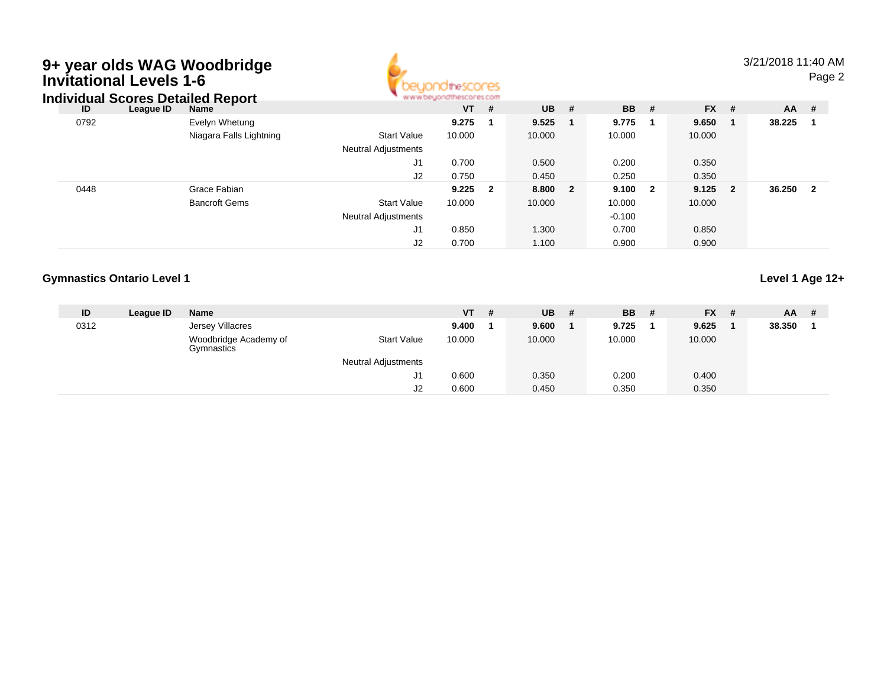# 9+ year olds WAG Woodbridge Invitational Levels 1-6

## Individual Scores Detailed Report

| ID | League ID | Name | | VT | # | UB | # | BB | # | FX | # | AA | # |
|---|---|---|---|---|---|---|---|---|---|---|---|---|---|
| 0792 | | Evelyn Whetung | | **9.275** | **1** | **9.525** | **1** | **9.775** | **1** | **9.650** | **1** | **38.225** | **1** |
| | | Niagara Falls Lightning | Start Value | 10.000 | | 10.000 | | 10.000 | | 10.000 | | | |
| | | | Neutral Adjustments | | | | | | | | | | |
| | | | J1 | 0.700 | | 0.500 | | 0.200 | | 0.350 | | | |
| | | | J2 | 0.750 | | 0.450 | | 0.250 | | 0.350 | | | |
| 0448 | | Grace Fabian | | **9.225** | **2** | **8.800** | **2** | **9.100** | **2** | **9.125** | **2** | **36.250** | **2** |
| | | Bancroft Gems | Start Value | 10.000 | | 10.000 | | 10.000 | | 10.000 | | | |
| | | | Neutral Adjustments | | | | | -0.100 | | | | | |
| | | | J1 | 0.850 | | 1.300 | | 0.700 | | 0.850 | | | |
| | | | J2 | 0.700 | | 1.100 | | 0.900 | | 0.900 | | | |

### Gymnastics Ontario Level 1

**Level 1 Age 12+**

| ID | League ID | Name | | VT | # | UB | # | BB | # | FX | # | AA | # |
|---|---|---|---|---|---|---|---|---|---|---|---|---|---|
| 0312 | | Jersey Villacres | | **9.400** | **1** | **9.600** | **1** | **9.725** | **1** | **9.625** | **1** | **38.350** | **1** |
| | | Woodbridge Academy of Gymnastics | Start Value | 10.000 | | 10.000 | | 10.000 | | 10.000 | | | |
| | | | Neutral Adjustments | | | | | | | | | | |
| | | | J1 | 0.600 | | 0.350 | | 0.200 | | 0.400 | | | |
| | | | J2 | 0.600 | | 0.450 | | 0.350 | | 0.350 | | | |